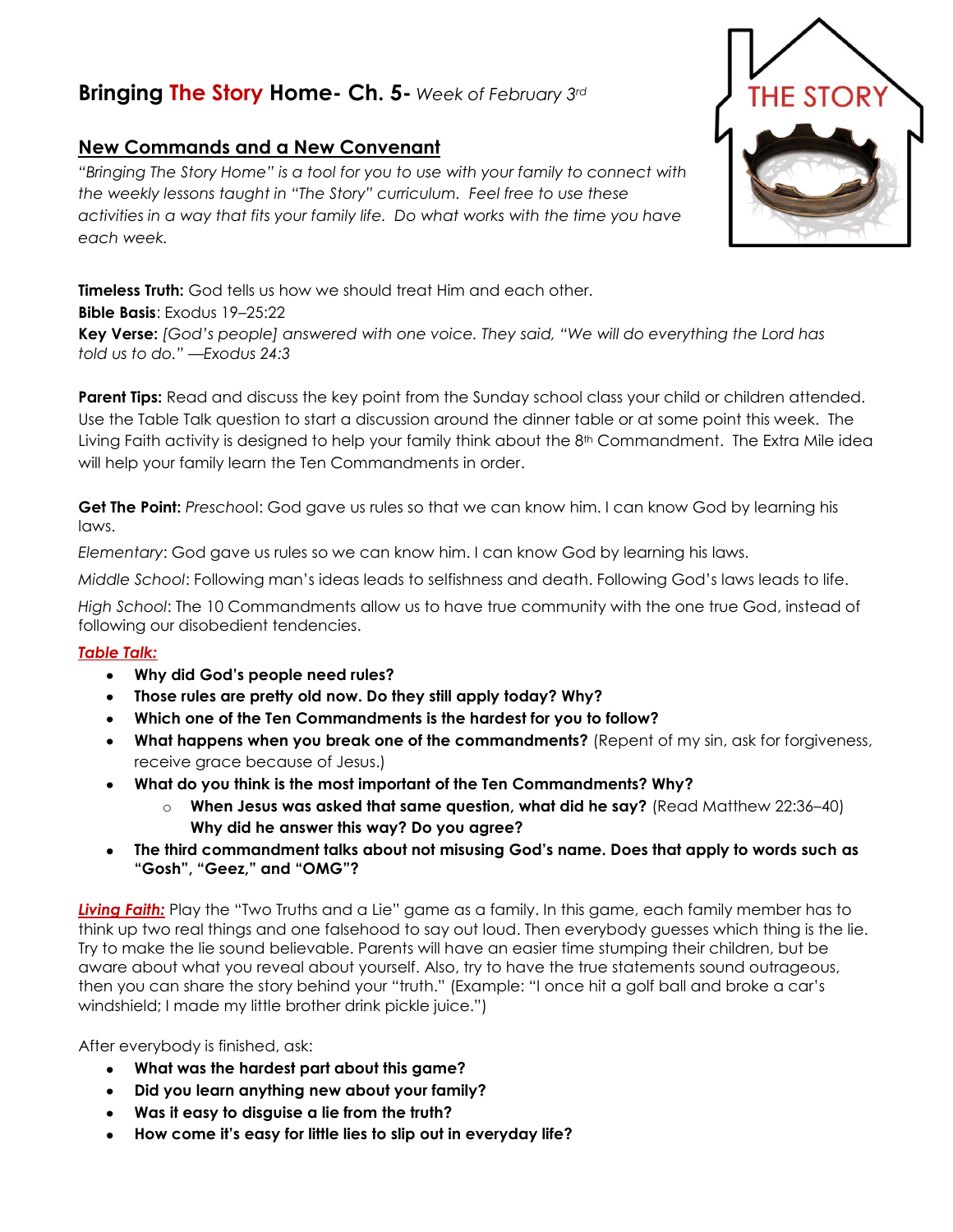# Bringing The Story Home- Ch. 5- *Week of February 3rd*

## New Commands and a New Convenant

*"Bringing The Story Home" is a tool for you to use with your family to connect with the weekly lessons taught in "The Story" curriculum. Feel free to use these activities in a way that fits your family life. Do what works with the time you have each week.*

**Timeless Truth:** God tells us how we should treat Him and each other.

**Bible Basis**: Exodus 19–25:22

**Key Verse:** *[God's people] answered with one voice. They said, "We will do everything the Lord has told us to do." —Exodus 24:3*

**Parent Tips:** Read and discuss the key point from the Sunday school class your child or children attended. Use the Table Talk question to start a discussion around the dinner table or at some point this week. The Living Faith activity is designed to help your family think about the 8th Commandment. The Extra Mile idea will help your family learn the Ten Commandments in order.

**Get The Point:** *Preschool*: God gave us rules so that we can know him. I can know God by learning his laws.

*Elementary*: God gave us rules so we can know him. I can know God by learning his laws.

*Middle School*: Following man's ideas leads to selfishness and death. Following God's laws leads to life.

*High School*: The 10 Commandments allow us to have true community with the one true God, instead of following our disobedient tendencies.

***Table Talk:***

- **Why did God's people need rules?**
- **Those rules are pretty old now. Do they still apply today? Why?**
- **Which one of the Ten Commandments is the hardest for you to follow?**
- **What happens when you break one of the commandments?** (Repent of my sin, ask for forgiveness, receive grace because of Jesus.)
- **What do you think is the most important of the Ten Commandments? Why?**
  - **When Jesus was asked that same question, what did he say?** (Read Matthew 22:36–40) **Why did he answer this way? Do you agree?**
- **The third commandment talks about not misusing God's name. Does that apply to words such as "Gosh", "Geez," and "OMG"?**

***Living Faith:*** Play the "Two Truths and a Lie" game as a family. In this game, each family member has to think up two real things and one falsehood to say out loud. Then everybody guesses which thing is the lie. Try to make the lie sound believable. Parents will have an easier time stumping their children, but be aware about what you reveal about yourself. Also, try to have the true statements sound outrageous, then you can share the story behind your "truth." (Example: "I once hit a golf ball and broke a car's windshield; I made my little brother drink pickle juice.")

After everybody is finished, ask:

- **What was the hardest part about this game?**
- **Did you learn anything new about your family?**
- **Was it easy to disguise a lie from the truth?**
- **How come it's easy for little lies to slip out in everyday life?**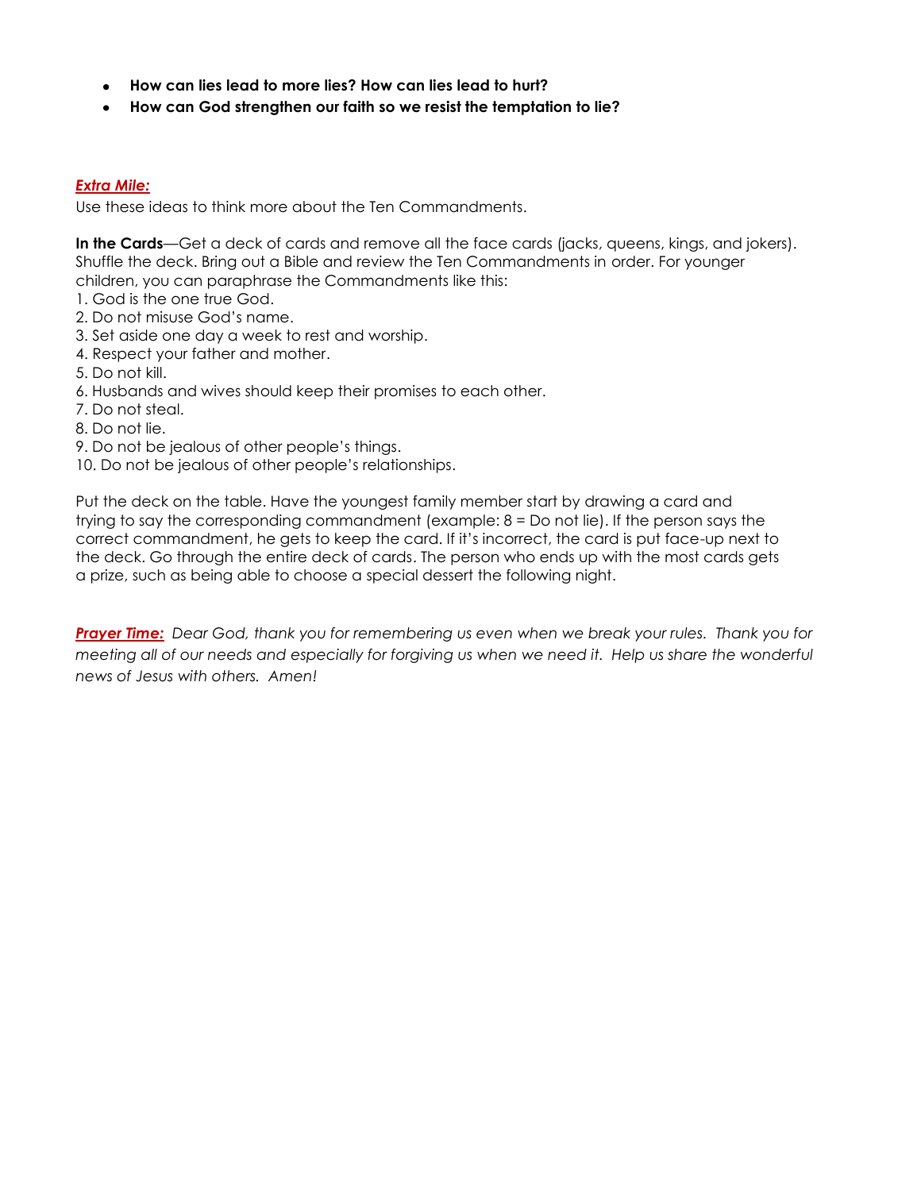- **How can lies lead to more lies? How can lies lead to hurt?**
- **How can God strengthen our faith so we resist the temptation to lie?**

***Extra Mile:***

Use these ideas to think more about the Ten Commandments.

**In the Cards**—Get a deck of cards and remove all the face cards (jacks, queens, kings, and jokers). Shuffle the deck. Bring out a Bible and review the Ten Commandments in order. For younger children, you can paraphrase the Commandments like this:

1. God is the one true God.
2. Do not misuse God's name.
3. Set aside one day a week to rest and worship.
4. Respect your father and mother.
5. Do not kill.
6. Husbands and wives should keep their promises to each other.
7. Do not steal.
8. Do not lie.
9. Do not be jealous of other people's things.
10. Do not be jealous of other people's relationships.

Put the deck on the table. Have the youngest family member start by drawing a card and trying to say the corresponding commandment (example: 8 = Do not lie). If the person says the correct commandment, he gets to keep the card. If it's incorrect, the card is put face-up next to the deck. Go through the entire deck of cards. The person who ends up with the most cards gets a prize, such as being able to choose a special dessert the following night.

***Prayer Time:*** *Dear God, thank you for remembering us even when we break your rules. Thank you for meeting all of our needs and especially for forgiving us when we need it. Help us share the wonderful news of Jesus with others. Amen!*